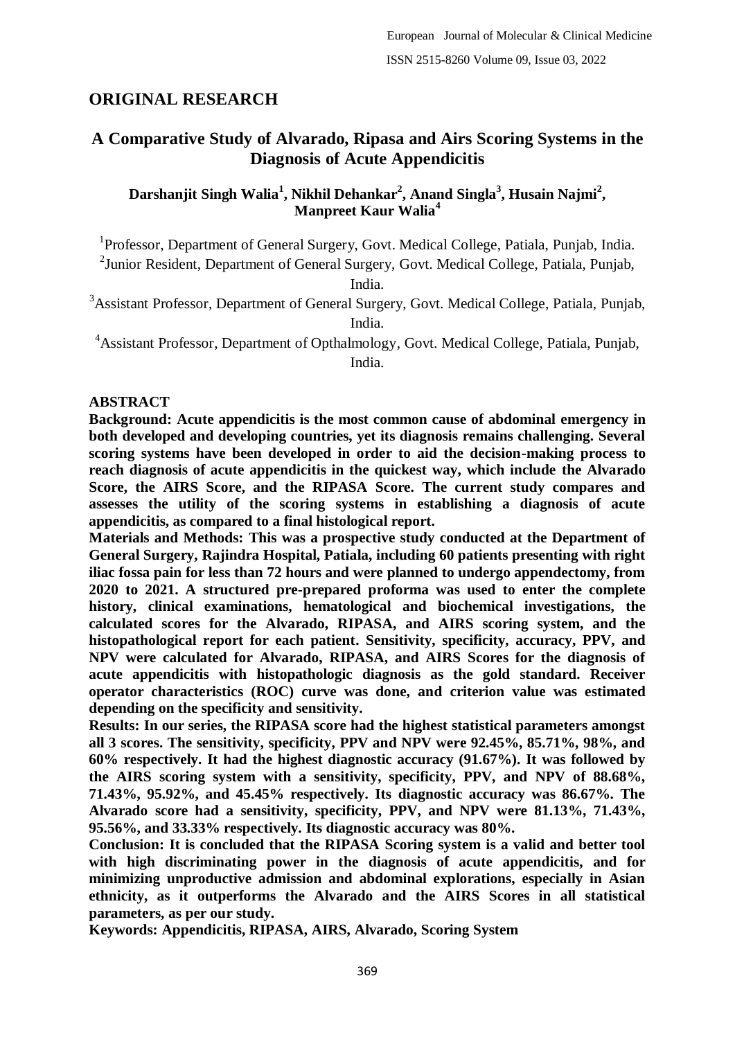## ORIGINAL RESEARCH

# A Comparative Study of Alvarado, Ripasa and Airs Scoring Systems in the Diagnosis of Acute Appendicitis

**Darshanjit Singh Walia[1], Nikhil Dehankar[2], Anand Singla[3], Husain Najmi[2], Manpreet Kaur Walia[4]**

[1]Professor, Department of General Surgery, Govt. Medical College, Patiala, Punjab, India.

[2]Junior Resident, Department of General Surgery, Govt. Medical College, Patiala, Punjab, India.

[3]Assistant Professor, Department of General Surgery, Govt. Medical College, Patiala, Punjab, India.

[4]Assistant Professor, Department of Opthalmology, Govt. Medical College, Patiala, Punjab, India.

### ABSTRACT

**Background: Acute appendicitis is the most common cause of abdominal emergency in both developed and developing countries, yet its diagnosis remains challenging. Several scoring systems have been developed in order to aid the decision-making process to reach diagnosis of acute appendicitis in the quickest way, which include the Alvarado Score, the AIRS Score, and the RIPASA Score. The current study compares and assesses the utility of the scoring systems in establishing a diagnosis of acute appendicitis, as compared to a final histological report.**

**Materials and Methods: This was a prospective study conducted at the Department of General Surgery, Rajindra Hospital, Patiala, including 60 patients presenting with right iliac fossa pain for less than 72 hours and were planned to undergo appendectomy, from 2020 to 2021. A structured pre-prepared proforma was used to enter the complete history, clinical examinations, hematological and biochemical investigations, the calculated scores for the Alvarado, RIPASA, and AIRS scoring system, and the histopathological report for each patient. Sensitivity, specificity, accuracy, PPV, and NPV were calculated for Alvarado, RIPASA, and AIRS Scores for the diagnosis of acute appendicitis with histopathologic diagnosis as the gold standard. Receiver operator characteristics (ROC) curve was done, and criterion value was estimated depending on the specificity and sensitivity.**

**Results: In our series, the RIPASA score had the highest statistical parameters amongst all 3 scores. The sensitivity, specificity, PPV and NPV were 92.45%, 85.71%, 98%, and 60% respectively. It had the highest diagnostic accuracy (91.67%). It was followed by the AIRS scoring system with a sensitivity, specificity, PPV, and NPV of 88.68%, 71.43%, 95.92%, and 45.45% respectively. Its diagnostic accuracy was 86.67%. The Alvarado score had a sensitivity, specificity, PPV, and NPV were 81.13%, 71.43%, 95.56%, and 33.33% respectively. Its diagnostic accuracy was 80%.**

**Conclusion: It is concluded that the RIPASA Scoring system is a valid and better tool with high discriminating power in the diagnosis of acute appendicitis, and for minimizing unproductive admission and abdominal explorations, especially in Asian ethnicity, as it outperforms the Alvarado and the AIRS Scores in all statistical parameters, as per our study.**

**Keywords: Appendicitis, RIPASA, AIRS, Alvarado, Scoring System**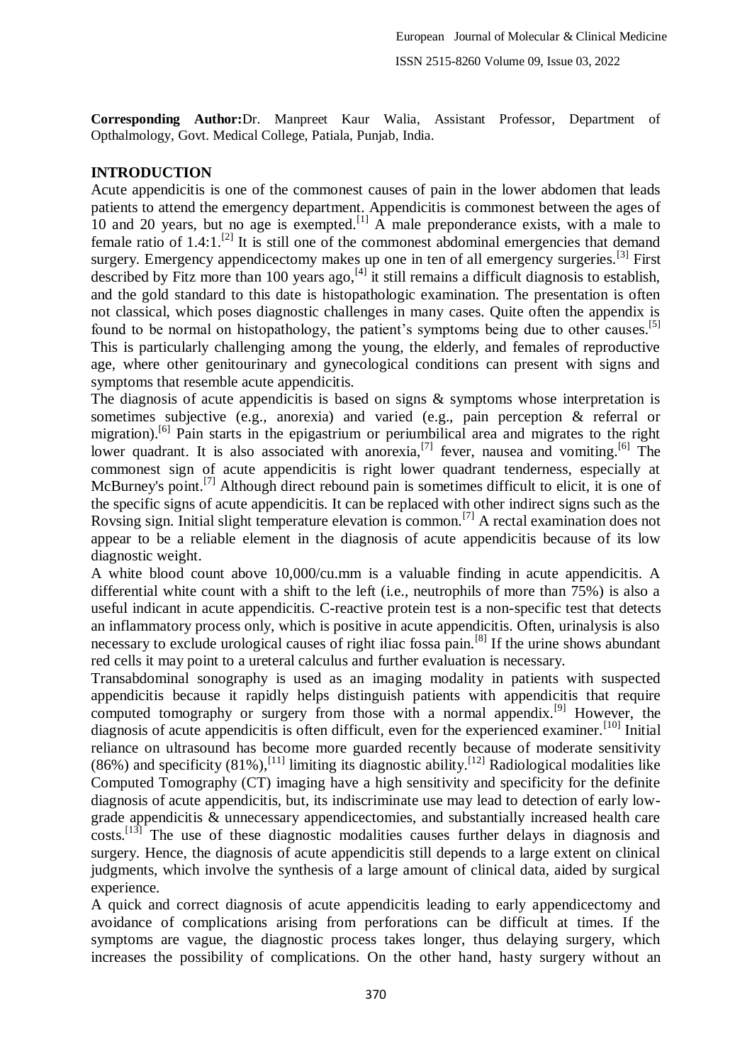**Corresponding Author:** Dr. Manpreet Kaur Walia, Assistant Professor, Department of Opthalmology, Govt. Medical College, Patiala, Punjab, India.

## INTRODUCTION

Acute appendicitis is one of the commonest causes of pain in the lower abdomen that leads patients to attend the emergency department. Appendicitis is commonest between the ages of 10 and 20 years, but no age is exempted.[1] A male preponderance exists, with a male to female ratio of 1.4:1.[2] It is still one of the commonest abdominal emergencies that demand surgery. Emergency appendicectomy makes up one in ten of all emergency surgeries.[3] First described by Fitz more than 100 years ago,[4] it still remains a difficult diagnosis to establish, and the gold standard to this date is histopathologic examination. The presentation is often not classical, which poses diagnostic challenges in many cases. Quite often the appendix is found to be normal on histopathology, the patient's symptoms being due to other causes.[5] This is particularly challenging among the young, the elderly, and females of reproductive age, where other genitourinary and gynecological conditions can present with signs and symptoms that resemble acute appendicitis.

The diagnosis of acute appendicitis is based on signs & symptoms whose interpretation is sometimes subjective (e.g., anorexia) and varied (e.g., pain perception & referral or migration).[6] Pain starts in the epigastrium or periumbilical area and migrates to the right lower quadrant. It is also associated with anorexia,[7] fever, nausea and vomiting.[6] The commonest sign of acute appendicitis is right lower quadrant tenderness, especially at McBurney's point.[7] Although direct rebound pain is sometimes difficult to elicit, it is one of the specific signs of acute appendicitis. It can be replaced with other indirect signs such as the Rovsing sign. Initial slight temperature elevation is common.[7] A rectal examination does not appear to be a reliable element in the diagnosis of acute appendicitis because of its low diagnostic weight.

A white blood count above 10,000/cu.mm is a valuable finding in acute appendicitis. A differential white count with a shift to the left (i.e., neutrophils of more than 75%) is also a useful indicant in acute appendicitis. C-reactive protein test is a non-specific test that detects an inflammatory process only, which is positive in acute appendicitis. Often, urinalysis is also necessary to exclude urological causes of right iliac fossa pain.[8] If the urine shows abundant red cells it may point to a ureteral calculus and further evaluation is necessary.

Transabdominal sonography is used as an imaging modality in patients with suspected appendicitis because it rapidly helps distinguish patients with appendicitis that require computed tomography or surgery from those with a normal appendix.[9] However, the diagnosis of acute appendicitis is often difficult, even for the experienced examiner.[10] Initial reliance on ultrasound has become more guarded recently because of moderate sensitivity (86%) and specificity (81%),[11] limiting its diagnostic ability.[12] Radiological modalities like Computed Tomography (CT) imaging have a high sensitivity and specificity for the definite diagnosis of acute appendicitis, but, its indiscriminate use may lead to detection of early low-grade appendicitis & unnecessary appendicectomies, and substantially increased health care costs.[13] The use of these diagnostic modalities causes further delays in diagnosis and surgery. Hence, the diagnosis of acute appendicitis still depends to a large extent on clinical judgments, which involve the synthesis of a large amount of clinical data, aided by surgical experience.

A quick and correct diagnosis of acute appendicitis leading to early appendicectomy and avoidance of complications arising from perforations can be difficult at times. If the symptoms are vague, the diagnostic process takes longer, thus delaying surgery, which increases the possibility of complications. On the other hand, hasty surgery without an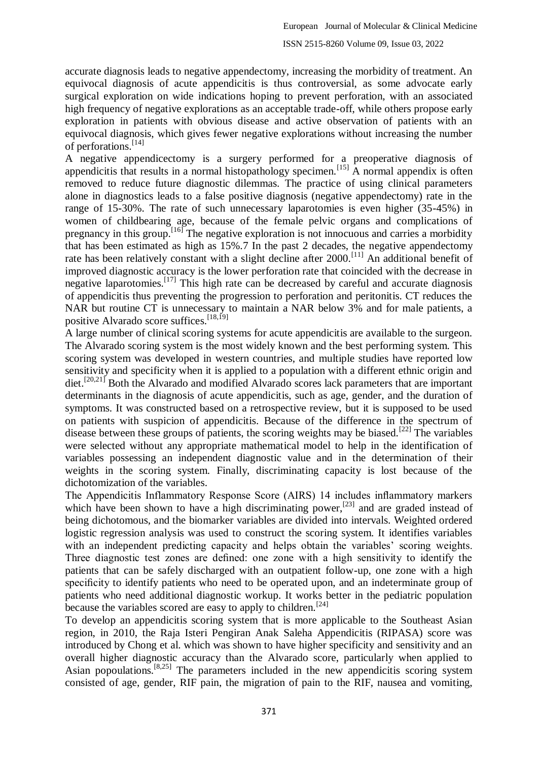accurate diagnosis leads to negative appendectomy, increasing the morbidity of treatment. An equivocal diagnosis of acute appendicitis is thus controversial, as some advocate early surgical exploration on wide indications hoping to prevent perforation, with an associated high frequency of negative explorations as an acceptable trade-off, while others propose early exploration in patients with obvious disease and active observation of patients with an equivocal diagnosis, which gives fewer negative explorations without increasing the number of perforations.[14]

A negative appendicectomy is a surgery performed for a preoperative diagnosis of appendicitis that results in a normal histopathology specimen.[15] A normal appendix is often removed to reduce future diagnostic dilemmas. The practice of using clinical parameters alone in diagnostics leads to a false positive diagnosis (negative appendectomy) rate in the range of 15-30%. The rate of such unnecessary laparotomies is even higher (35-45%) in women of childbearing age, because of the female pelvic organs and complications of pregnancy in this group.[16] The negative exploration is not innocuous and carries a morbidity that has been estimated as high as 15%.7 In the past 2 decades, the negative appendectomy rate has been relatively constant with a slight decline after 2000.[11] An additional benefit of improved diagnostic accuracy is the lower perforation rate that coincided with the decrease in negative laparotomies.[17] This high rate can be decreased by careful and accurate diagnosis of appendicitis thus preventing the progression to perforation and peritonitis. CT reduces the NAR but routine CT is unnecessary to maintain a NAR below 3% and for male patients, a positive Alvarado score suffices.[18,19]

A large number of clinical scoring systems for acute appendicitis are available to the surgeon. The Alvarado scoring system is the most widely known and the best performing system. This scoring system was developed in western countries, and multiple studies have reported low sensitivity and specificity when it is applied to a population with a different ethnic origin and diet.[20,21] Both the Alvarado and modified Alvarado scores lack parameters that are important determinants in the diagnosis of acute appendicitis, such as age, gender, and the duration of symptoms. It was constructed based on a retrospective review, but it is supposed to be used on patients with suspicion of appendicitis. Because of the difference in the spectrum of disease between these groups of patients, the scoring weights may be biased.[22] The variables were selected without any appropriate mathematical model to help in the identification of variables possessing an independent diagnostic value and in the determination of their weights in the scoring system. Finally, discriminating capacity is lost because of the dichotomization of the variables.

The Appendicitis Inflammatory Response Score (AIRS) 14 includes inflammatory markers which have been shown to have a high discriminating power,[23] and are graded instead of being dichotomous, and the biomarker variables are divided into intervals. Weighted ordered logistic regression analysis was used to construct the scoring system. It identifies variables with an independent predicting capacity and helps obtain the variables' scoring weights. Three diagnostic test zones are defined: one zone with a high sensitivity to identify the patients that can be safely discharged with an outpatient follow-up, one zone with a high specificity to identify patients who need to be operated upon, and an indeterminate group of patients who need additional diagnostic workup. It works better in the pediatric population because the variables scored are easy to apply to children.[24]

To develop an appendicitis scoring system that is more applicable to the Southeast Asian region, in 2010, the Raja Isteri Pengiran Anak Saleha Appendicitis (RIPASA) score was introduced by Chong et al. which was shown to have higher specificity and sensitivity and an overall higher diagnostic accuracy than the Alvarado score, particularly when applied to Asian popoulations.[8,25] The parameters included in the new appendicitis scoring system consisted of age, gender, RIF pain, the migration of pain to the RIF, nausea and vomiting,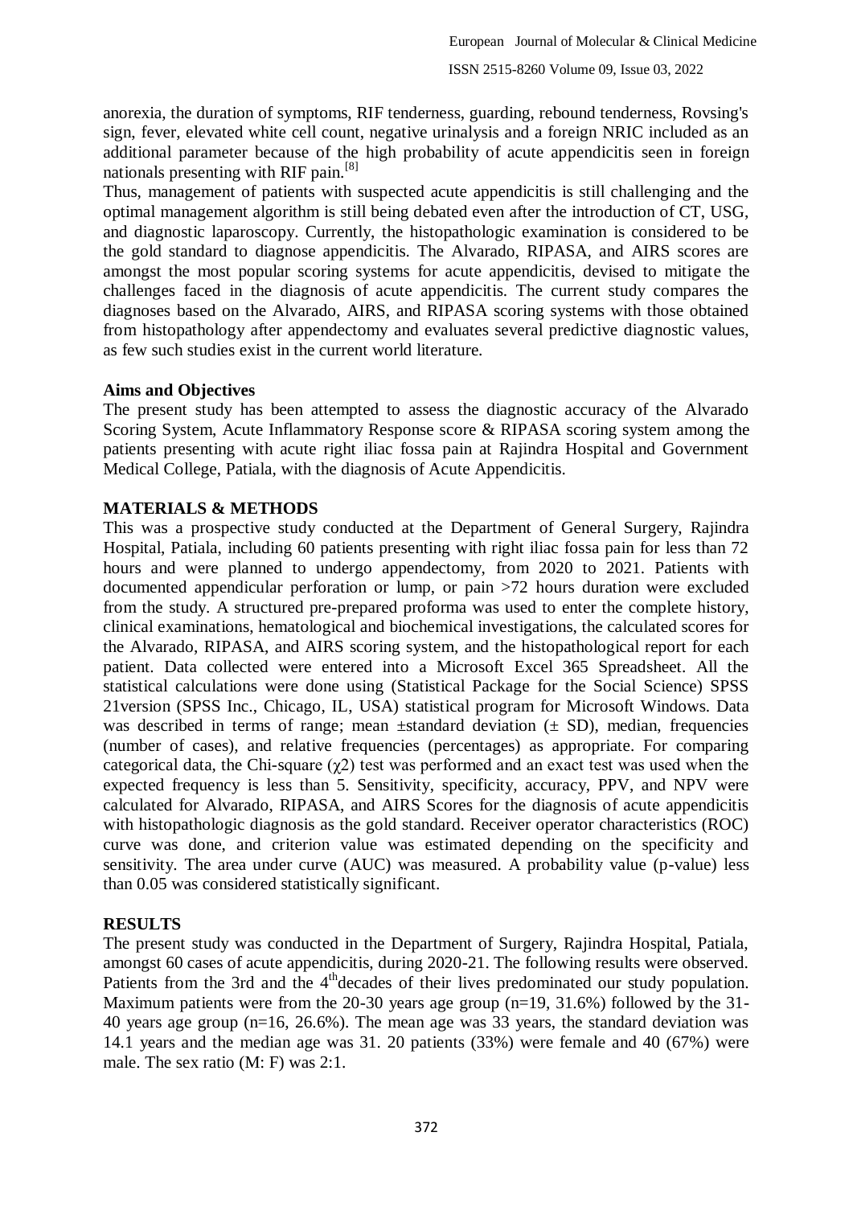anorexia, the duration of symptoms, RIF tenderness, guarding, rebound tenderness, Rovsing's sign, fever, elevated white cell count, negative urinalysis and a foreign NRIC included as an additional parameter because of the high probability of acute appendicitis seen in foreign nationals presenting with RIF pain.[8]

Thus, management of patients with suspected acute appendicitis is still challenging and the optimal management algorithm is still being debated even after the introduction of CT, USG, and diagnostic laparoscopy. Currently, the histopathologic examination is considered to be the gold standard to diagnose appendicitis. The Alvarado, RIPASA, and AIRS scores are amongst the most popular scoring systems for acute appendicitis, devised to mitigate the challenges faced in the diagnosis of acute appendicitis. The current study compares the diagnoses based on the Alvarado, AIRS, and RIPASA scoring systems with those obtained from histopathology after appendectomy and evaluates several predictive diagnostic values, as few such studies exist in the current world literature.

**Aims and Objectives**

The present study has been attempted to assess the diagnostic accuracy of the Alvarado Scoring System, Acute Inflammatory Response score & RIPASA scoring system among the patients presenting with acute right iliac fossa pain at Rajindra Hospital and Government Medical College, Patiala, with the diagnosis of Acute Appendicitis.

**MATERIALS & METHODS**

This was a prospective study conducted at the Department of General Surgery, Rajindra Hospital, Patiala, including 60 patients presenting with right iliac fossa pain for less than 72 hours and were planned to undergo appendectomy, from 2020 to 2021. Patients with documented appendicular perforation or lump, or pain >72 hours duration were excluded from the study. A structured pre-prepared proforma was used to enter the complete history, clinical examinations, hematological and biochemical investigations, the calculated scores for the Alvarado, RIPASA, and AIRS scoring system, and the histopathological report for each patient. Data collected were entered into a Microsoft Excel 365 Spreadsheet. All the statistical calculations were done using (Statistical Package for the Social Science) SPSS 21version (SPSS Inc., Chicago, IL, USA) statistical program for Microsoft Windows. Data was described in terms of range; mean ±standard deviation (± SD), median, frequencies (number of cases), and relative frequencies (percentages) as appropriate. For comparing categorical data, the Chi-square ($\chi 2$) test was performed and an exact test was used when the expected frequency is less than 5. Sensitivity, specificity, accuracy, PPV, and NPV were calculated for Alvarado, RIPASA, and AIRS Scores for the diagnosis of acute appendicitis with histopathologic diagnosis as the gold standard. Receiver operator characteristics (ROC) curve was done, and criterion value was estimated depending on the specificity and sensitivity. The area under curve (AUC) was measured. A probability value (p-value) less than 0.05 was considered statistically significant.

**RESULTS**

The present study was conducted in the Department of Surgery, Rajindra Hospital, Patiala, amongst 60 cases of acute appendicitis, during 2020-21. The following results were observed. Patients from the 3rd and the 4th decades of their lives predominated our study population. Maximum patients were from the 20-30 years age group (n=19, 31.6%) followed by the 31-40 years age group (n=16, 26.6%). The mean age was 33 years, the standard deviation was 14.1 years and the median age was 31. 20 patients (33%) were female and 40 (67%) were male. The sex ratio (M: F) was 2:1.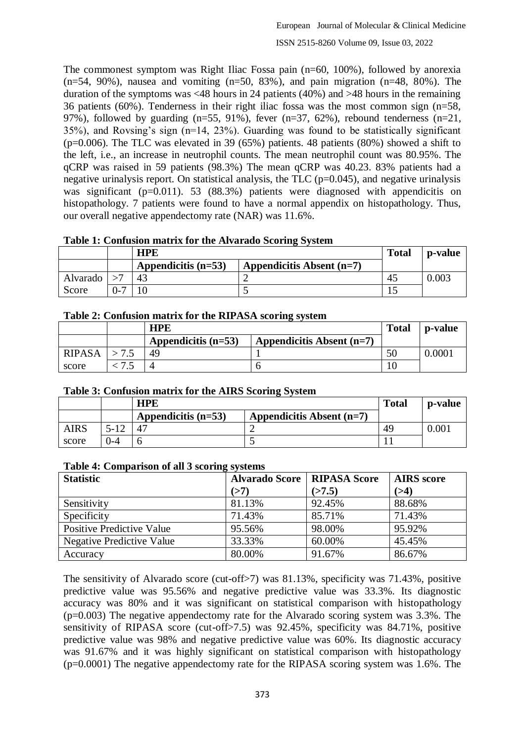The commonest symptom was Right Iliac Fossa pain (n=60, 100%), followed by anorexia (n=54, 90%), nausea and vomiting (n=50, 83%), and pain migration (n=48, 80%). The duration of the symptoms was <48 hours in 24 patients (40%) and >48 hours in the remaining 36 patients (60%). Tenderness in their right iliac fossa was the most common sign (n=58, 97%), followed by guarding (n=55, 91%), fever (n=37, 62%), rebound tenderness (n=21, 35%), and Rovsing's sign (n=14, 23%). Guarding was found to be statistically significant (p=0.006). The TLC was elevated in 39 (65%) patients. 48 patients (80%) showed a shift to the left, i.e., an increase in neutrophil counts. The mean neutrophil count was 80.95%. The qCRP was raised in 59 patients (98.3%) The mean qCRP was 40.23. 83% patients had a negative urinalysis report. On statistical analysis, the TLC (p=0.045), and negative urinalysis was significant (p=0.011). 53 (88.3%) patients were diagnosed with appendicitis on histopathology. 7 patients were found to have a normal appendix on histopathology. Thus, our overall negative appendectomy rate (NAR) was 11.6%.

**Table 1: Confusion matrix for the Alvarado Scoring System**

| | | **HPE** | | **Total** | **p-value** |
|---|---|---|---|---|---|
| | | **Appendicitis (n=53)** | **Appendicitis Absent (n=7)** | | |
| Alvarado Score | >7 | 43 | 2 | 45 | 0.003 |
| | 0-7 | 10 | 5 | 15 | |

**Table 2: Confusion matrix for the RIPASA scoring system**

| | | **HPE** | | **Total** | **p-value** |
|---|---|---|---|---|---|
| | | **Appendicitis (n=53)** | **Appendicitis Absent (n=7)** | | |
| RIPASA score | > 7.5 | 49 | 1 | 50 | 0.0001 |
| | < 7.5 | 4 | 6 | 10 | |

**Table 3: Confusion matrix for the AIRS Scoring System**

| | | **HPE** | | **Total** | **p-value** |
|---|---|---|---|---|---|
| | | **Appendicitis (n=53)** | **Appendicitis Absent (n=7)** | | |
| AIRS score | 5-12 | 47 | 2 | 49 | 0.001 |
| | 0-4 | 6 | 5 | 11 | |

**Table 4: Comparison of all 3 scoring systems**

| **Statistic** | **Alvarado Score (>7)** | **RIPASA Score (>7.5)** | **AIRS score (>4)** |
|---|---|---|---|
| Sensitivity | 81.13% | 92.45% | 88.68% |
| Specificity | 71.43% | 85.71% | 71.43% |
| Positive Predictive Value | 95.56% | 98.00% | 95.92% |
| Negative Predictive Value | 33.33% | 60.00% | 45.45% |
| Accuracy | 80.00% | 91.67% | 86.67% |

The sensitivity of Alvarado score (cut-off>7) was 81.13%, specificity was 71.43%, positive predictive value was 95.56% and negative predictive value was 33.3%. Its diagnostic accuracy was 80% and it was significant on statistical comparison with histopathology (p=0.003) The negative appendectomy rate for the Alvarado scoring system was 3.3%. The sensitivity of RIPASA score (cut-off>7.5) was 92.45%, specificity was 84.71%, positive predictive value was 98% and negative predictive value was 60%. Its diagnostic accuracy was 91.67% and it was highly significant on statistical comparison with histopathology (p=0.0001) The negative appendectomy rate for the RIPASA scoring system was 1.6%. The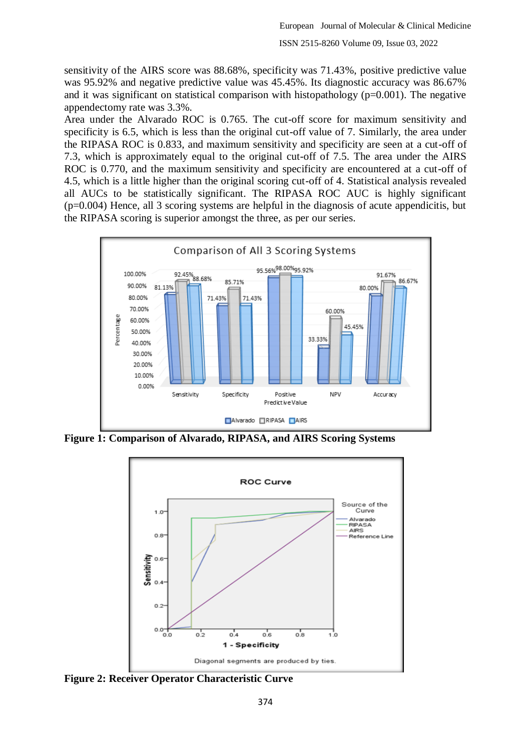sensitivity of the AIRS score was 88.68%, specificity was 71.43%, positive predictive value was 95.92% and negative predictive value was 45.45%. Its diagnostic accuracy was 86.67% and it was significant on statistical comparison with histopathology (p=0.001). The negative appendectomy rate was 3.3%.

Area under the Alvarado ROC is 0.765. The cut-off score for maximum sensitivity and specificity is 6.5, which is less than the original cut-off value of 7. Similarly, the area under the RIPASA ROC is 0.833, and maximum sensitivity and specificity are seen at a cut-off of 7.3, which is approximately equal to the original cut-off of 7.5. The area under the AIRS ROC is 0.770, and the maximum sensitivity and specificity are encountered at a cut-off of 4.5, which is a little higher than the original scoring cut-off of 4. Statistical analysis revealed all AUCs to be statistically significant. The RIPASA ROC AUC is highly significant (p=0.004) Hence, all 3 scoring systems are helpful in the diagnosis of acute appendicitis, but the RIPASA scoring is superior amongst the three, as per our series.

Comparison of All 3 Scoring Systems

Percentage

100.00%
90.00%
80.00%
70.00%
60.00%
50.00%
40.00%
30.00%
20.00%
10.00%
0.00%

81.13% 92.45% 88.68%
71.43% 85.71% 71.43%
95.56% 98.00% 95.92%
33.33% 60.00% 45.45%
80.00% 91.67% 86.67%

Sensitivity
Specificity
Positive Predictive Value
NPV
Accuracy

Alvarado RIPASA AIRS

**Figure 1: Comparison of Alvarado, RIPASA, and AIRS Scoring Systems**

ROC Curve

Sensitivity

1.0
0.8
0.6
0.4
0.2
0.0

0.0 0.2 0.4 0.6 0.8 1.0

1 - Specificity

Source of the Curve
Alvarado
RIPASA
AIRS
Reference Line

Diagonal segments are produced by ties.

**Figure 2: Receiver Operator Characteristic Curve**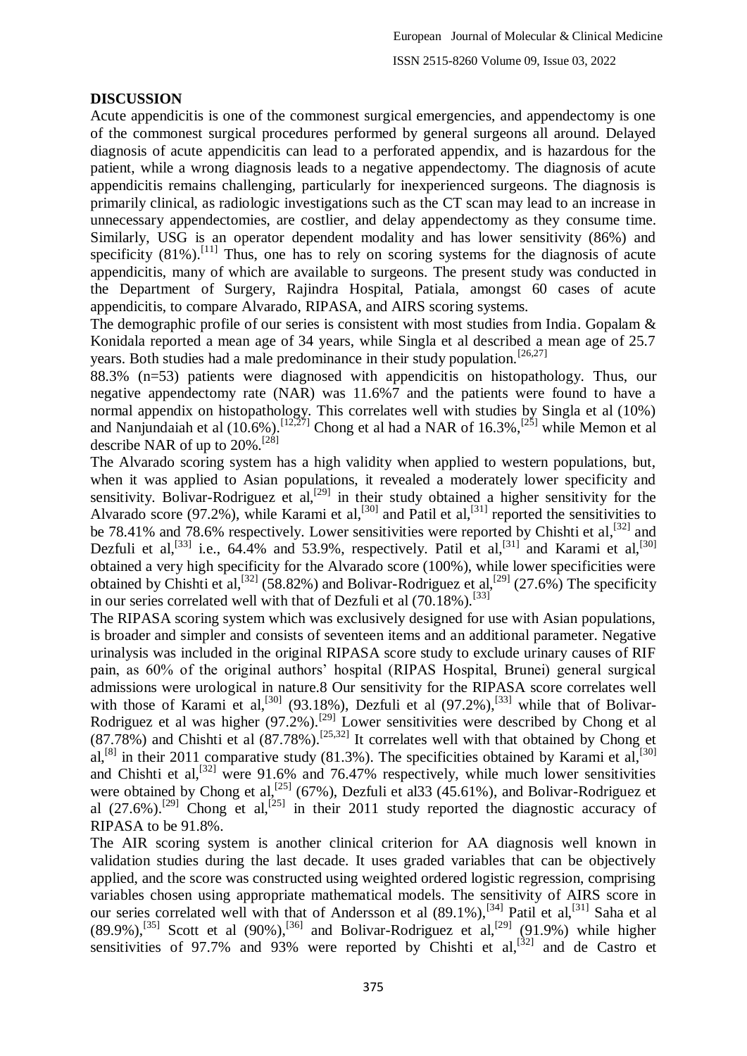## DISCUSSION

Acute appendicitis is one of the commonest surgical emergencies, and appendectomy is one of the commonest surgical procedures performed by general surgeons all around. Delayed diagnosis of acute appendicitis can lead to a perforated appendix, and is hazardous for the patient, while a wrong diagnosis leads to a negative appendectomy. The diagnosis of acute appendicitis remains challenging, particularly for inexperienced surgeons. The diagnosis is primarily clinical, as radiologic investigations such as the CT scan may lead to an increase in unnecessary appendectomies, are costlier, and delay appendectomy as they consume time. Similarly, USG is an operator dependent modality and has lower sensitivity (86%) and specificity (81%).[11] Thus, one has to rely on scoring systems for the diagnosis of acute appendicitis, many of which are available to surgeons. The present study was conducted in the Department of Surgery, Rajindra Hospital, Patiala, amongst 60 cases of acute appendicitis, to compare Alvarado, RIPASA, and AIRS scoring systems.

The demographic profile of our series is consistent with most studies from India. Gopalam & Konidala reported a mean age of 34 years, while Singla et al described a mean age of 25.7 years. Both studies had a male predominance in their study population.[26,27]

88.3% (n=53) patients were diagnosed with appendicitis on histopathology. Thus, our negative appendectomy rate (NAR) was 11.6%7 and the patients were found to have a normal appendix on histopathology. This correlates well with studies by Singla et al (10%) and Nanjundaiah et al (10.6%).[12,27] Chong et al had a NAR of 16.3%,[25] while Memon et al describe NAR of up to 20%.[28]

The Alvarado scoring system has a high validity when applied to western populations, but, when it was applied to Asian populations, it revealed a moderately lower specificity and sensitivity. Bolivar-Rodriguez et al,[29] in their study obtained a higher sensitivity for the Alvarado score (97.2%), while Karami et al,[30] and Patil et al,[31] reported the sensitivities to be 78.41% and 78.6% respectively. Lower sensitivities were reported by Chishti et al,[32] and Dezfuli et al,[33] i.e., 64.4% and 53.9%, respectively. Patil et al,[31] and Karami et al,[30] obtained a very high specificity for the Alvarado score (100%), while lower specificities were obtained by Chishti et al,[32] (58.82%) and Bolivar-Rodriguez et al,[29] (27.6%) The specificity in our series correlated well with that of Dezfuli et al (70.18%).[33]

The RIPASA scoring system which was exclusively designed for use with Asian populations, is broader and simpler and consists of seventeen items and an additional parameter. Negative urinalysis was included in the original RIPASA score study to exclude urinary causes of RIF pain, as 60% of the original authors' hospital (RIPAS Hospital, Brunei) general surgical admissions were urological in nature.8 Our sensitivity for the RIPASA score correlates well with those of Karami et al,[30] (93.18%), Dezfuli et al (97.2%),[33] while that of Bolivar-Rodriguez et al was higher (97.2%).[29] Lower sensitivities were described by Chong et al (87.78%) and Chishti et al (87.78%).[25,32] It correlates well with that obtained by Chong et al,[8] in their 2011 comparative study (81.3%). The specificities obtained by Karami et al,[30] and Chishti et al,[32] were 91.6% and 76.47% respectively, while much lower sensitivities were obtained by Chong et al,[25] (67%), Dezfuli et al33 (45.61%), and Bolivar-Rodriguez et al (27.6%).[29] Chong et al,[25] in their 2011 study reported the diagnostic accuracy of RIPASA to be 91.8%.

The AIR scoring system is another clinical criterion for AA diagnosis well known in validation studies during the last decade. It uses graded variables that can be objectively applied, and the score was constructed using weighted ordered logistic regression, comprising variables chosen using appropriate mathematical models. The sensitivity of AIRS score in our series correlated well with that of Andersson et al (89.1%),[34] Patil et al,[31] Saha et al (89.9%),[35] Scott et al (90%),[36] and Bolivar-Rodriguez et al,[29] (91.9%) while higher sensitivities of 97.7% and 93% were reported by Chishti et al,[32] and de Castro et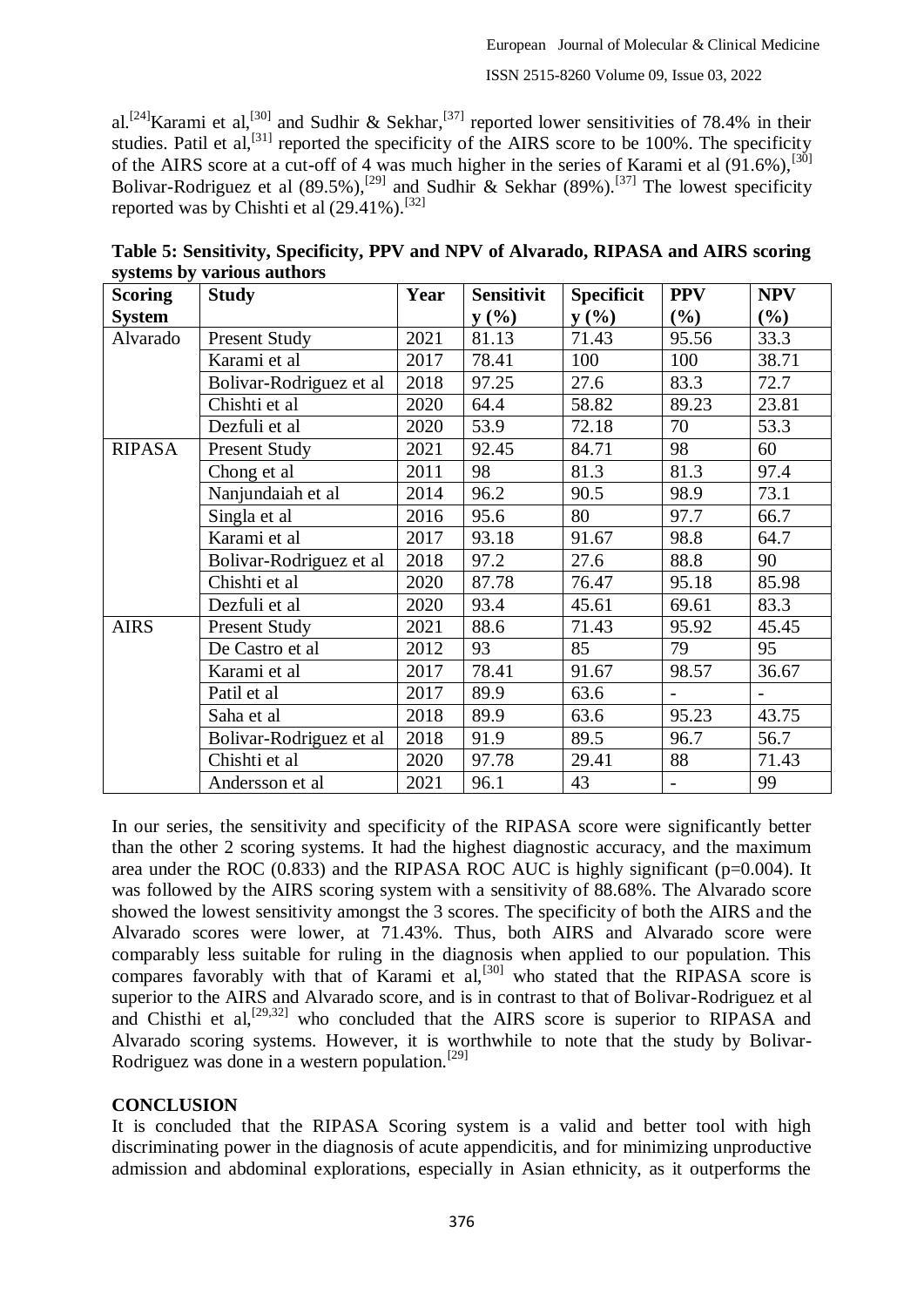al.[24] Karami et al,[30] and Sudhir & Sekhar,[37] reported lower sensitivities of 78.4% in their studies. Patil et al,[31] reported the specificity of the AIRS score to be 100%. The specificity of the AIRS score at a cut-off of 4 was much higher in the series of Karami et al (91.6%),[30] Bolivar-Rodriguez et al (89.5%),[29] and Sudhir & Sekhar (89%).[37] The lowest specificity reported was by Chishti et al (29.41%).[32]

**Table 5: Sensitivity, Specificity, PPV and NPV of Alvarado, RIPASA and AIRS scoring systems by various authors**

| Scoring System | Study | Year | Sensitivity (%) | Specificity (%) | PPV (%) | NPV (%) |
|---|---|---|---|---|---|---|
| Alvarado | Present Study | 2021 | 81.13 | 71.43 | 95.56 | 33.3 |
| | Karami et al | 2017 | 78.41 | 100 | 100 | 38.71 |
| | Bolivar-Rodriguez et al | 2018 | 97.25 | 27.6 | 83.3 | 72.7 |
| | Chishti et al | 2020 | 64.4 | 58.82 | 89.23 | 23.81 |
| | Dezfuli et al | 2020 | 53.9 | 72.18 | 70 | 53.3 |
| RIPASA | Present Study | 2021 | 92.45 | 84.71 | 98 | 60 |
| | Chong et al | 2011 | 98 | 81.3 | 81.3 | 97.4 |
| | Nanjundaiah et al | 2014 | 96.2 | 90.5 | 98.9 | 73.1 |
| | Singla et al | 2016 | 95.6 | 80 | 97.7 | 66.7 |
| | Karami et al | 2017 | 93.18 | 91.67 | 98.8 | 64.7 |
| | Bolivar-Rodriguez et al | 2018 | 97.2 | 27.6 | 88.8 | 90 |
| | Chishti et al | 2020 | 87.78 | 76.47 | 95.18 | 85.98 |
| | Dezfuli et al | 2020 | 93.4 | 45.61 | 69.61 | 83.3 |
| AIRS | Present Study | 2021 | 88.6 | 71.43 | 95.92 | 45.45 |
| | De Castro et al | 2012 | 93 | 85 | 79 | 95 |
| | Karami et al | 2017 | 78.41 | 91.67 | 98.57 | 36.67 |
| | Patil et al | 2017 | 89.9 | 63.6 | - | - |
| | Saha et al | 2018 | 89.9 | 63.6 | 95.23 | 43.75 |
| | Bolivar-Rodriguez et al | 2018 | 91.9 | 89.5 | 96.7 | 56.7 |
| | Chishti et al | 2020 | 97.78 | 29.41 | 88 | 71.43 |
| | Andersson et al | 2021 | 96.1 | 43 | - | 99 |

In our series, the sensitivity and specificity of the RIPASA score were significantly better than the other 2 scoring systems. It had the highest diagnostic accuracy, and the maximum area under the ROC (0.833) and the RIPASA ROC AUC is highly significant ($p=0.004$). It was followed by the AIRS scoring system with a sensitivity of 88.68%. The Alvarado score showed the lowest sensitivity amongst the 3 scores. The specificity of both the AIRS and the Alvarado scores were lower, at 71.43%. Thus, both AIRS and Alvarado score were comparably less suitable for ruling in the diagnosis when applied to our population. This compares favorably with that of Karami et al,[30] who stated that the RIPASA score is superior to the AIRS and Alvarado score, and is in contrast to that of Bolivar-Rodriguez et al and Chisthi et al,[29,32] who concluded that the AIRS score is superior to RIPASA and Alvarado scoring systems. However, it is worthwhile to note that the study by Bolivar-Rodriguez was done in a western population.[29]

## CONCLUSION

It is concluded that the RIPASA Scoring system is a valid and better tool with high discriminating power in the diagnosis of acute appendicitis, and for minimizing unproductive admission and abdominal explorations, especially in Asian ethnicity, as it outperforms the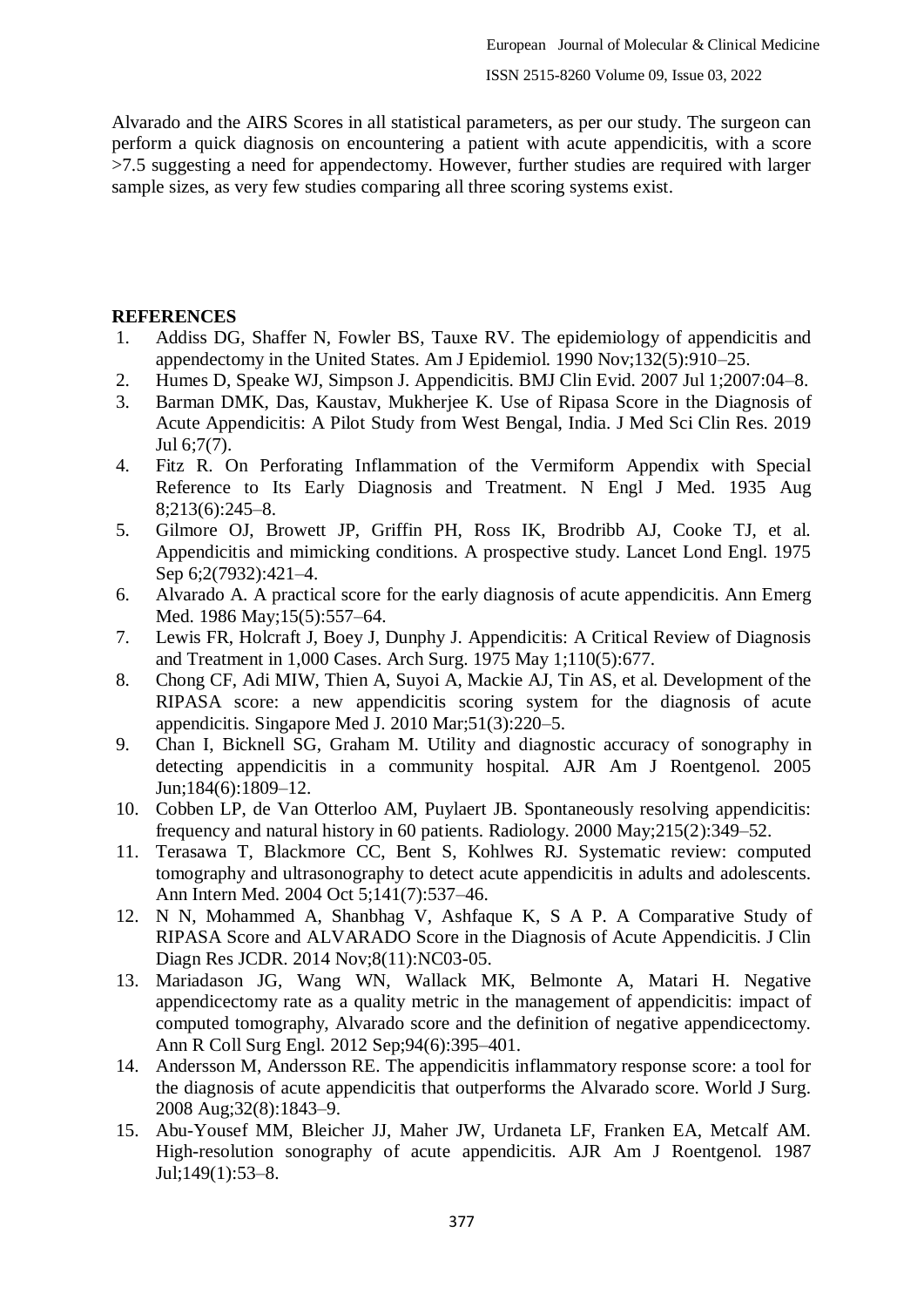Alvarado and the AIRS Scores in all statistical parameters, as per our study. The surgeon can perform a quick diagnosis on encountering a patient with acute appendicitis, with a score >7.5 suggesting a need for appendectomy. However, further studies are required with larger sample sizes, as very few studies comparing all three scoring systems exist.

## REFERENCES

1. Addiss DG, Shaffer N, Fowler BS, Tauxe RV. The epidemiology of appendicitis and appendectomy in the United States. Am J Epidemiol. 1990 Nov;132(5):910–25.
2. Humes D, Speake WJ, Simpson J. Appendicitis. BMJ Clin Evid. 2007 Jul 1;2007:04–8.
3. Barman DMK, Das, Kaustav, Mukherjee K. Use of Ripasa Score in the Diagnosis of Acute Appendicitis: A Pilot Study from West Bengal, India. J Med Sci Clin Res. 2019 Jul 6;7(7).
4. Fitz R. On Perforating Inflammation of the Vermiform Appendix with Special Reference to Its Early Diagnosis and Treatment. N Engl J Med. 1935 Aug 8;213(6):245–8.
5. Gilmore OJ, Browett JP, Griffin PH, Ross IK, Brodribb AJ, Cooke TJ, et al. Appendicitis and mimicking conditions. A prospective study. Lancet Lond Engl. 1975 Sep 6;2(7932):421–4.
6. Alvarado A. A practical score for the early diagnosis of acute appendicitis. Ann Emerg Med. 1986 May;15(5):557–64.
7. Lewis FR, Holcraft J, Boey J, Dunphy J. Appendicitis: A Critical Review of Diagnosis and Treatment in 1,000 Cases. Arch Surg. 1975 May 1;110(5):677.
8. Chong CF, Adi MIW, Thien A, Suyoi A, Mackie AJ, Tin AS, et al. Development of the RIPASA score: a new appendicitis scoring system for the diagnosis of acute appendicitis. Singapore Med J. 2010 Mar;51(3):220–5.
9. Chan I, Bicknell SG, Graham M. Utility and diagnostic accuracy of sonography in detecting appendicitis in a community hospital. AJR Am J Roentgenol. 2005 Jun;184(6):1809–12.
10. Cobben LP, de Van Otterloo AM, Puylaert JB. Spontaneously resolving appendicitis: frequency and natural history in 60 patients. Radiology. 2000 May;215(2):349–52.
11. Terasawa T, Blackmore CC, Bent S, Kohlwes RJ. Systematic review: computed tomography and ultrasonography to detect acute appendicitis in adults and adolescents. Ann Intern Med. 2004 Oct 5;141(7):537–46.
12. N N, Mohammed A, Shanbhag V, Ashfaque K, S A P. A Comparative Study of RIPASA Score and ALVARADO Score in the Diagnosis of Acute Appendicitis. J Clin Diagn Res JCDR. 2014 Nov;8(11):NC03-05.
13. Mariadason JG, Wang WN, Wallack MK, Belmonte A, Matari H. Negative appendicectomy rate as a quality metric in the management of appendicitis: impact of computed tomography, Alvarado score and the definition of negative appendicectomy. Ann R Coll Surg Engl. 2012 Sep;94(6):395–401.
14. Andersson M, Andersson RE. The appendicitis inflammatory response score: a tool for the diagnosis of acute appendicitis that outperforms the Alvarado score. World J Surg. 2008 Aug;32(8):1843–9.
15. Abu-Yousef MM, Bleicher JJ, Maher JW, Urdaneta LF, Franken EA, Metcalf AM. High-resolution sonography of acute appendicitis. AJR Am J Roentgenol. 1987 Jul;149(1):53–8.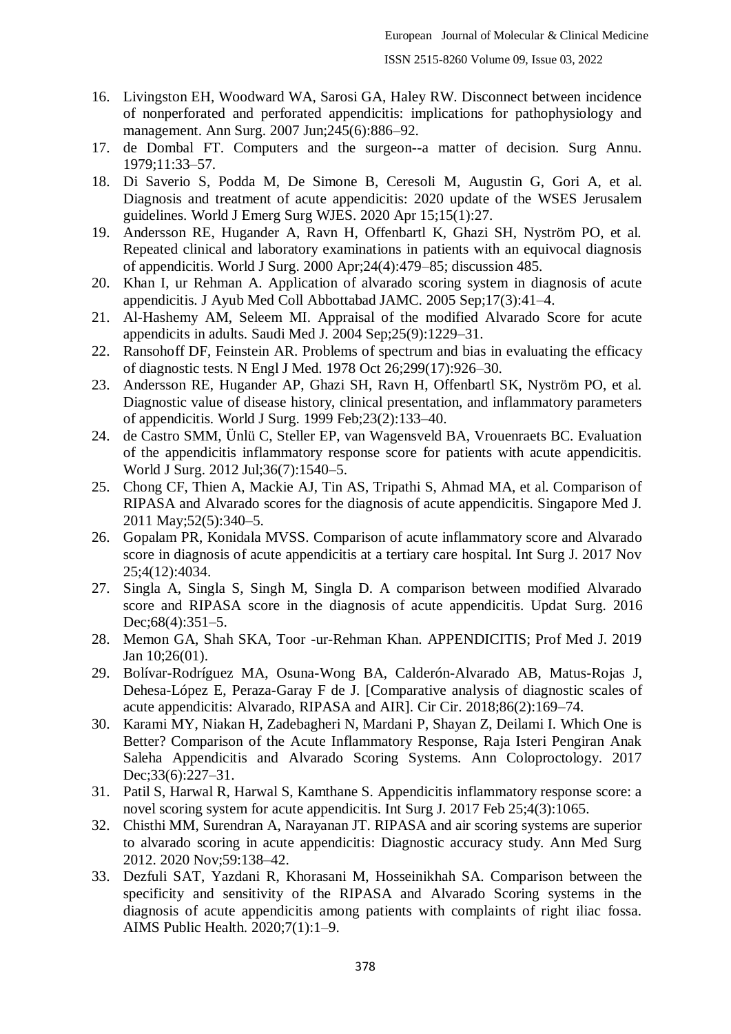16. Livingston EH, Woodward WA, Sarosi GA, Haley RW. Disconnect between incidence of nonperforated and perforated appendicitis: implications for pathophysiology and management. Ann Surg. 2007 Jun;245(6):886–92.
17. de Dombal FT. Computers and the surgeon--a matter of decision. Surg Annu. 1979;11:33–57.
18. Di Saverio S, Podda M, De Simone B, Ceresoli M, Augustin G, Gori A, et al. Diagnosis and treatment of acute appendicitis: 2020 update of the WSES Jerusalem guidelines. World J Emerg Surg WJES. 2020 Apr 15;15(1):27.
19. Andersson RE, Hugander A, Ravn H, Offenbartl K, Ghazi SH, Nyström PO, et al. Repeated clinical and laboratory examinations in patients with an equivocal diagnosis of appendicitis. World J Surg. 2000 Apr;24(4):479–85; discussion 485.
20. Khan I, ur Rehman A. Application of alvarado scoring system in diagnosis of acute appendicitis. J Ayub Med Coll Abbottabad JAMC. 2005 Sep;17(3):41–4.
21. Al-Hashemy AM, Seleem MI. Appraisal of the modified Alvarado Score for acute appendicits in adults. Saudi Med J. 2004 Sep;25(9):1229–31.
22. Ransohoff DF, Feinstein AR. Problems of spectrum and bias in evaluating the efficacy of diagnostic tests. N Engl J Med. 1978 Oct 26;299(17):926–30.
23. Andersson RE, Hugander AP, Ghazi SH, Ravn H, Offenbartl SK, Nyström PO, et al. Diagnostic value of disease history, clinical presentation, and inflammatory parameters of appendicitis. World J Surg. 1999 Feb;23(2):133–40.
24. de Castro SMM, Ünlü C, Steller EP, van Wagensveld BA, Vrouenraets BC. Evaluation of the appendicitis inflammatory response score for patients with acute appendicitis. World J Surg. 2012 Jul;36(7):1540–5.
25. Chong CF, Thien A, Mackie AJ, Tin AS, Tripathi S, Ahmad MA, et al. Comparison of RIPASA and Alvarado scores for the diagnosis of acute appendicitis. Singapore Med J. 2011 May;52(5):340–5.
26. Gopalam PR, Konidala MVSS. Comparison of acute inflammatory score and Alvarado score in diagnosis of acute appendicitis at a tertiary care hospital. Int Surg J. 2017 Nov 25;4(12):4034.
27. Singla A, Singla S, Singh M, Singla D. A comparison between modified Alvarado score and RIPASA score in the diagnosis of acute appendicitis. Updat Surg. 2016 Dec;68(4):351–5.
28. Memon GA, Shah SKA, Toor -ur-Rehman Khan. APPENDICITIS; Prof Med J. 2019 Jan 10;26(01).
29. Bolívar-Rodríguez MA, Osuna-Wong BA, Calderón-Alvarado AB, Matus-Rojas J, Dehesa-López E, Peraza-Garay F de J. [Comparative analysis of diagnostic scales of acute appendicitis: Alvarado, RIPASA and AIR]. Cir Cir. 2018;86(2):169–74.
30. Karami MY, Niakan H, Zadebagheri N, Mardani P, Shayan Z, Deilami I. Which One is Better? Comparison of the Acute Inflammatory Response, Raja Isteri Pengiran Anak Saleha Appendicitis and Alvarado Scoring Systems. Ann Coloproctology. 2017 Dec;33(6):227–31.
31. Patil S, Harwal R, Harwal S, Kamthane S. Appendicitis inflammatory response score: a novel scoring system for acute appendicitis. Int Surg J. 2017 Feb 25;4(3):1065.
32. Chisthi MM, Surendran A, Narayanan JT. RIPASA and air scoring systems are superior to alvarado scoring in acute appendicitis: Diagnostic accuracy study. Ann Med Surg 2012. 2020 Nov;59:138–42.
33. Dezfuli SAT, Yazdani R, Khorasani M, Hosseinikhah SA. Comparison between the specificity and sensitivity of the RIPASA and Alvarado Scoring systems in the diagnosis of acute appendicitis among patients with complaints of right iliac fossa. AIMS Public Health. 2020;7(1):1–9.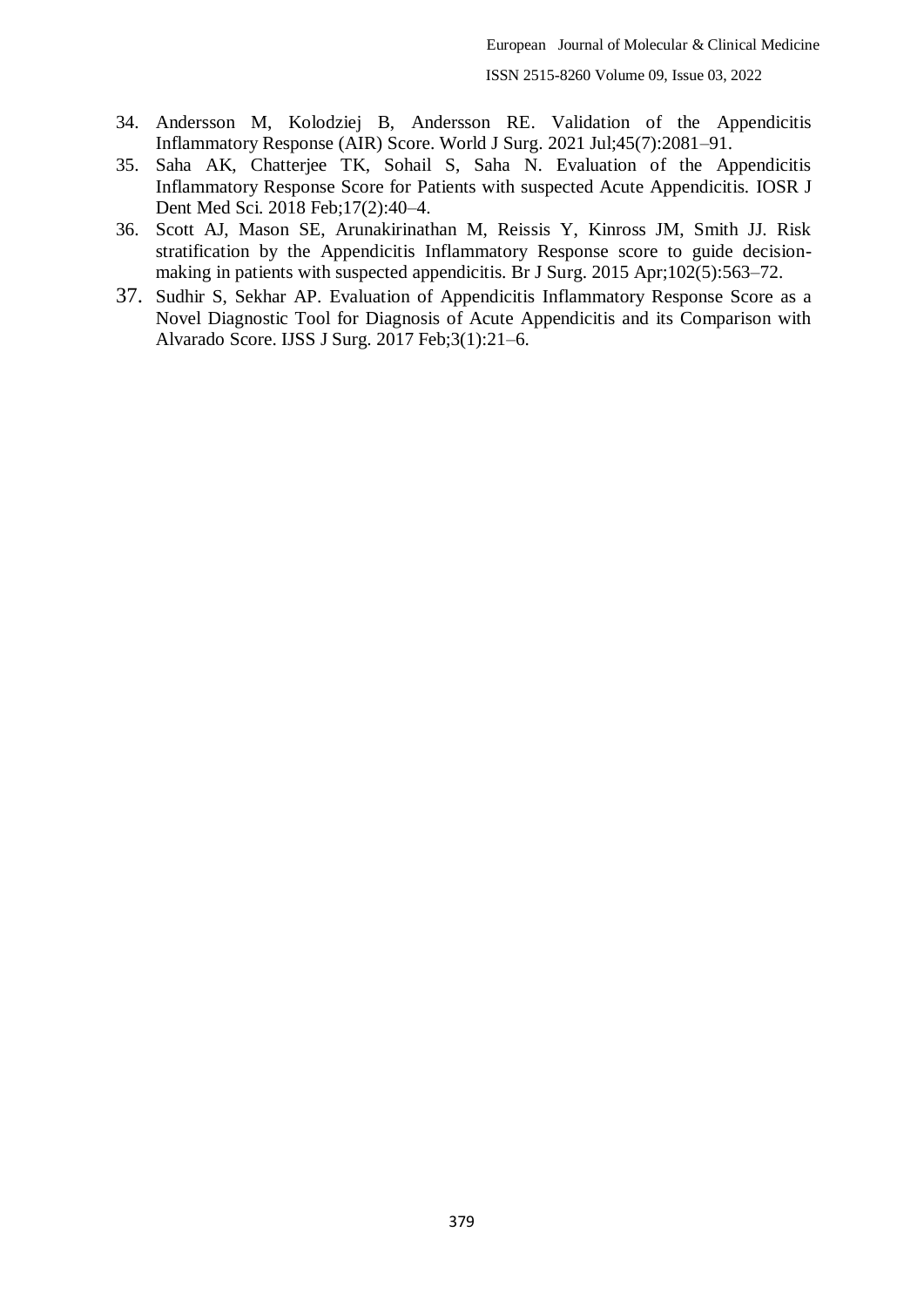34. Andersson M, Kolodziej B, Andersson RE. Validation of the Appendicitis Inflammatory Response (AIR) Score. World J Surg. 2021 Jul;45(7):2081–91.
35. Saha AK, Chatterjee TK, Sohail S, Saha N. Evaluation of the Appendicitis Inflammatory Response Score for Patients with suspected Acute Appendicitis. IOSR J Dent Med Sci. 2018 Feb;17(2):40–4.
36. Scott AJ, Mason SE, Arunakirinathan M, Reissis Y, Kinross JM, Smith JJ. Risk stratification by the Appendicitis Inflammatory Response score to guide decision-making in patients with suspected appendicitis. Br J Surg. 2015 Apr;102(5):563–72.
37. Sudhir S, Sekhar AP. Evaluation of Appendicitis Inflammatory Response Score as a Novel Diagnostic Tool for Diagnosis of Acute Appendicitis and its Comparison with Alvarado Score. IJSS J Surg. 2017 Feb;3(1):21–6.